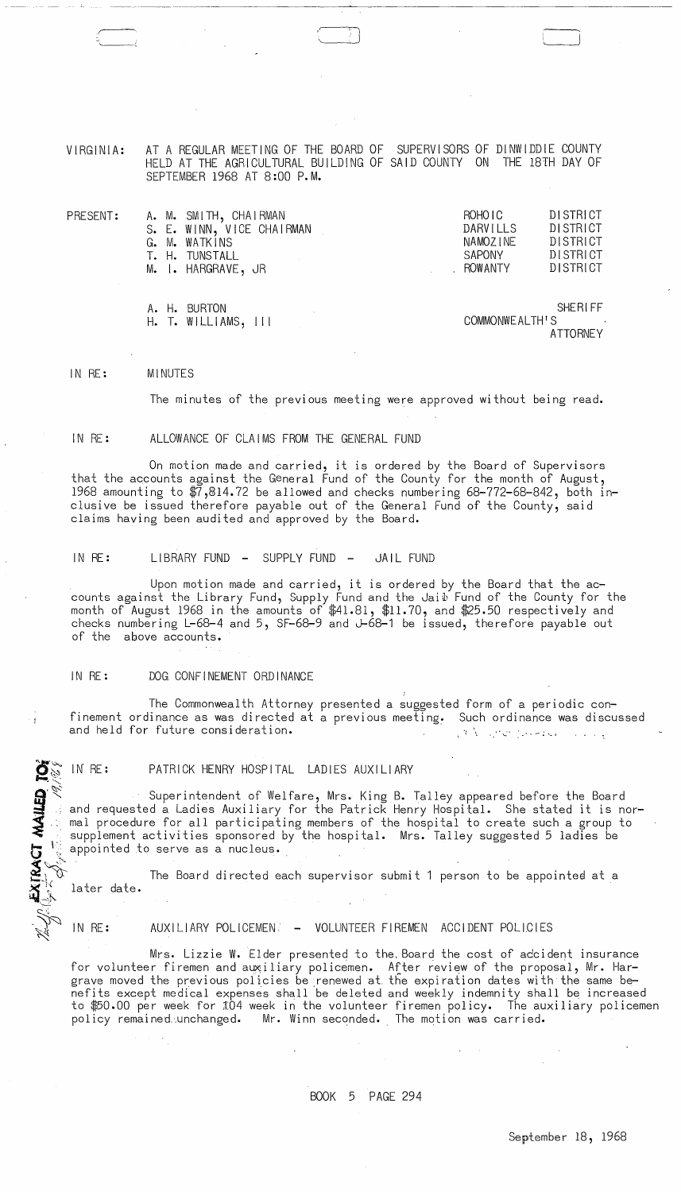VIRGINIA: AT A REGULAR MEETING OF THE BOARD OF SUPERVISORS OF DINWIDDIE COUNTY HELD AT THE AGRICULTURAL BUILDING OF SAID COUNTY ON THE 18TH DAY OF SEPTEMBER 1968 AT 8:00 P.M.

| PRESENT: | | | |
|---|---|---|---|
| | A. M. SMITH, CHAIRMAN | ROHOIC | DISTRICT |
| | S. E. WINN, VICE CHAIRMAN | DARVILLS | DISTRICT |
| | G. M. WATKINS | NAMOZINE | DISTRICT |
| | T. H. TUNSTALL | SAPONY | DISTRICT |
| | M. I. HARGRAVE, JR | ROWANTY | DISTRICT |
| | A. H. BURTON | | SHERIFF |
| | H. T. WILLIAMS, III | | COMMONWEALTH'S ATTORNEY |

IN RE: MINUTES

The minutes of the previous meeting were approved without being read.

IN RE: ALLOWANCE OF CLAIMS FROM THE GENERAL FUND

On motion made and carried, it is ordered by the Board of Supervisors that the accounts against the General Fund of the County for the month of August, 1968 amounting to $7,814.72 be allowed and checks numbering 68-772-68-842, both inclusive be issued therefore payable out of the General Fund of the County, said claims having been audited and approved by the Board.

IN RE: LIBRARY FUND - SUPPLY FUND - JAIL FUND

Upon motion made and carried, it is ordered by the Board that the accounts against the Library Fund, Supply Fund and the Jail Fund of the County for the month of August 1968 in the amounts of $41.81, $11.70, and $25.50 respectively and checks numbering L-68-4 and 5, SF-68-9 and J-68-1 be issued, therefore payable out of the above accounts.

IN RE: DOG CONFINEMENT ORDINANCE

The Commonwealth Attorney presented a suggested form of a periodic confinement ordinance as was directed at a previous meeting. Such ordinance was discussed and held for future consideration.

IN RE: PATRICK HENRY HOSPITAL LADIES AUXILIARY

Superintendent of Welfare, Mrs. King B. Talley appeared before the Board and requested a Ladies Auxiliary for the Patrick Henry Hospital. She stated it is normal procedure for all participating members of the hospital to create such a group to supplement activities sponsored by the hospital. Mrs. Talley suggested 5 ladies be appointed to serve as a nucleus.

The Board directed each supervisor submit 1 person to be appointed at a later date.

IN RE: AUXILIARY POLICEMEN - VOLUNTEER FIREMEN ACCIDENT POLICIES

Mrs. Lizzie W. Elder presented to the Board the cost of accident insurance for volunteer firemen and auxiliary policemen. After review of the proposal, Mr. Hargrave moved the previous policies be renewed at the expiration dates with the same benefits except medical expenses shall be deleted and weekly indemnity shall be increased to $50.00 per week for 104 week in the volunteer firemen policy. The auxiliary policemen policy remained unchanged. Mr. Winn seconded. The motion was carried.

BOOK 5 PAGE 294

September 18, 1968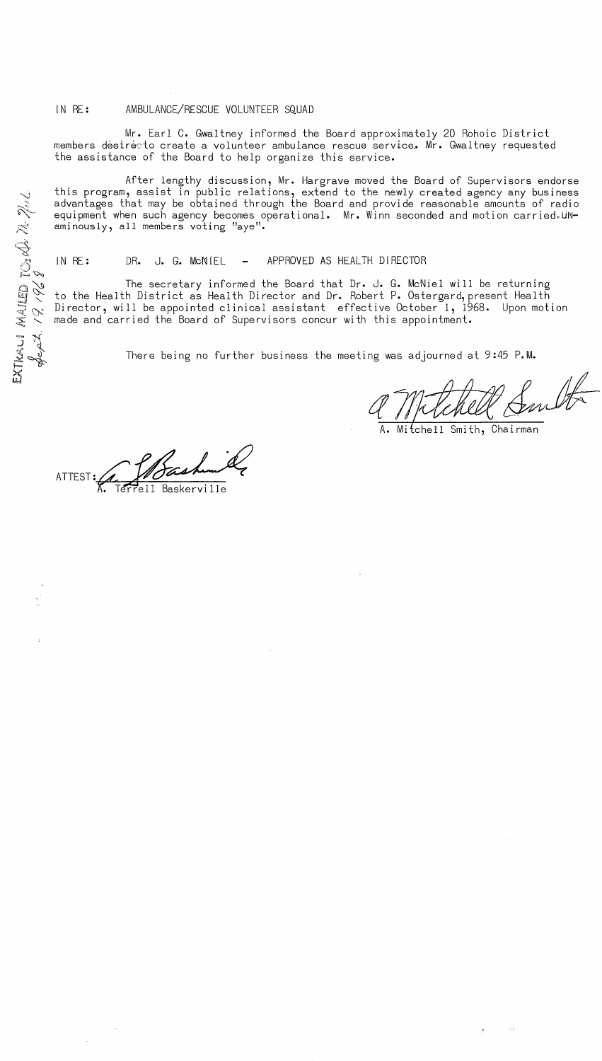IN RE: AMBULANCE/RESCUE VOLUNTEER SQUAD

Mr. Earl C. Gwaltney informed the Board approximately 20 Rohoic District members desire to create a volunteer ambulance rescue service. Mr. Gwaltney requested the assistance of the Board to help organize this service.

After lengthy discussion, Mr. Hargrave moved the Board of Supervisors endorse this program, assist in public relations, extend to the newly created agency any business advantages that may be obtained through the Board and provide reasonable amounts of radio equipment when such agency becomes operational. Mr. Winn seconded and motion carried unaminously, all members voting "aye".

EXTRACT MAILED TO Dr. McNiel Sept. 19, 1968

IN RE: DR. J. G. McNIEL - APPROVED AS HEALTH DIRECTOR

The secretary informed the Board that Dr. J. G. McNiel will be returning to the Health District as Health Director and Dr. Robert P. Ostergard, present Health Director, will be appointed clinical assistant effective October 1, 1968. Upon motion made and carried the Board of Supervisors concur with this appointment.

There being no further business the meeting was adjourned at 9:45 P.M.

A. Mitchell Smith, Chairman

ATTEST: A. Terrell Baskerville